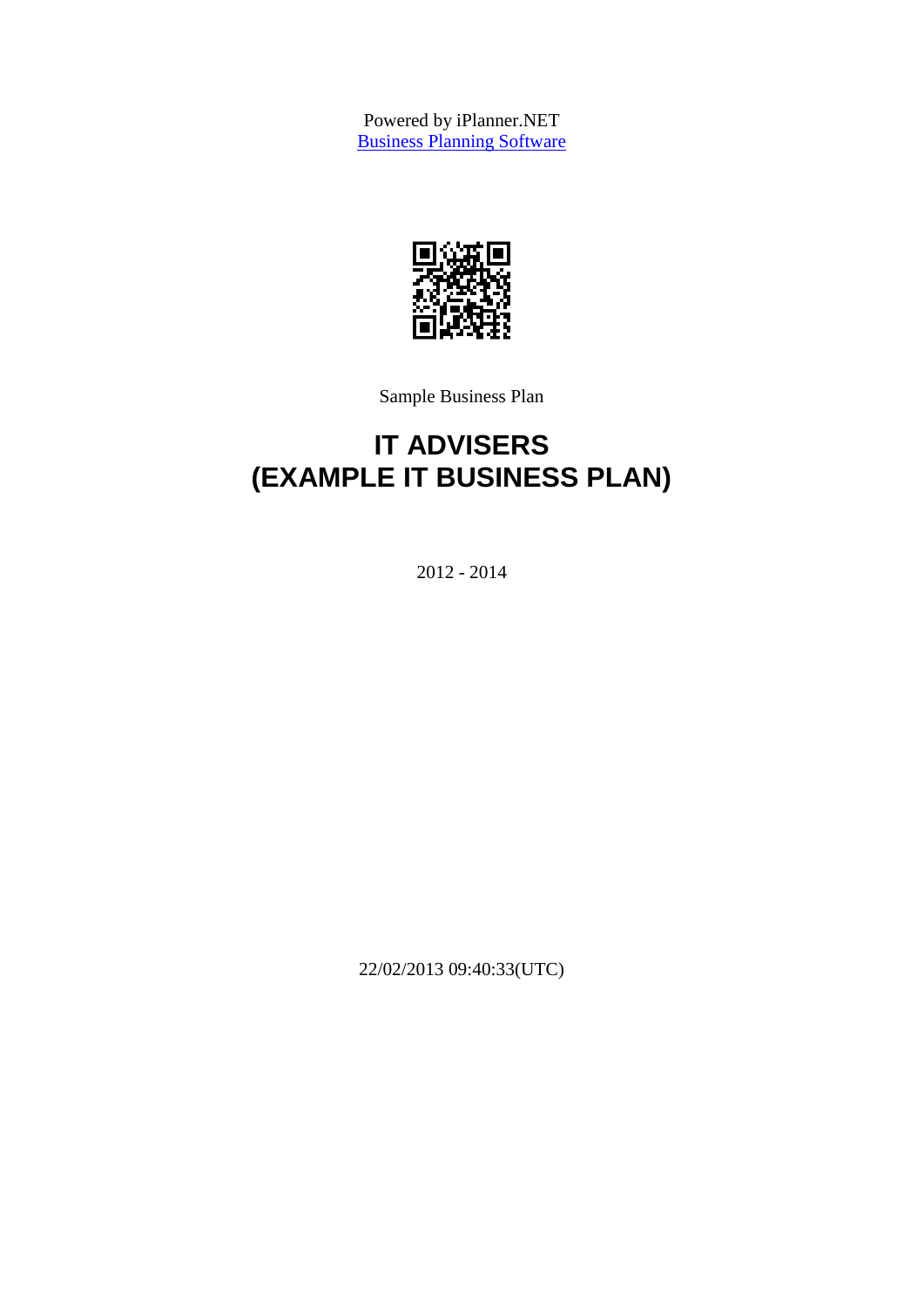Powered by iPlanner.NET
[Business Planning Software]

Sample Business Plan

# IT ADVISERS
# (EXAMPLE IT BUSINESS PLAN)

2012 - 2014

22/02/2013 09:40:33(UTC)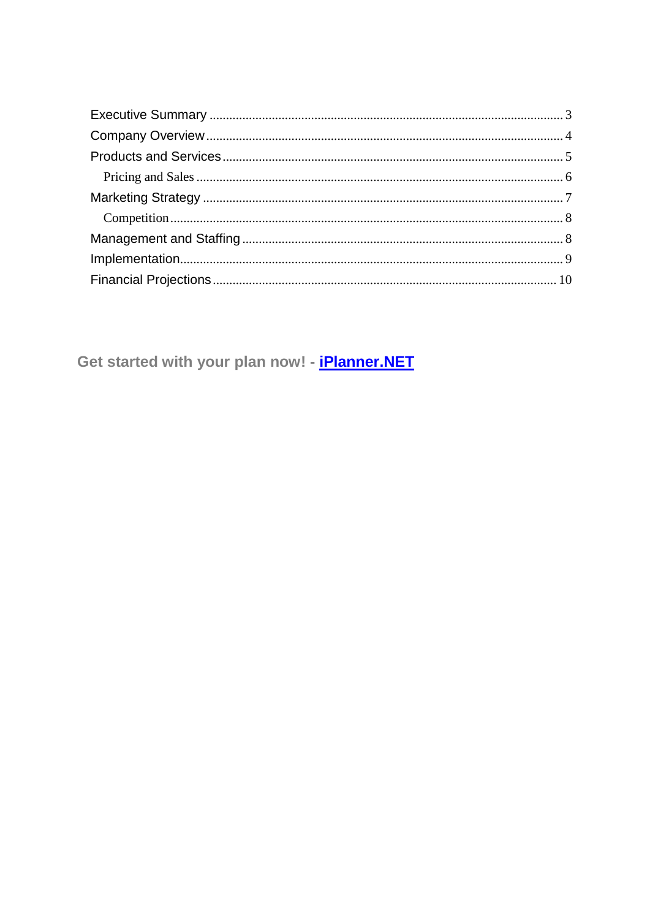Executive Summary ........................................................................................................ 3
Company Overview ........................................................................................................ 4
Products and Services .................................................................................................... 5
  Pricing and Sales ........................................................................................................ 6
Marketing Strategy ........................................................................................................ 7
  Competition ................................................................................................................ 8
Management and Staffing .............................................................................................. 8
Implementation .............................................................................................................. 9
Financial Projections .................................................................................................... 10

**Get started with your plan now! - [iPlanner.NET](iPlanner.NET)**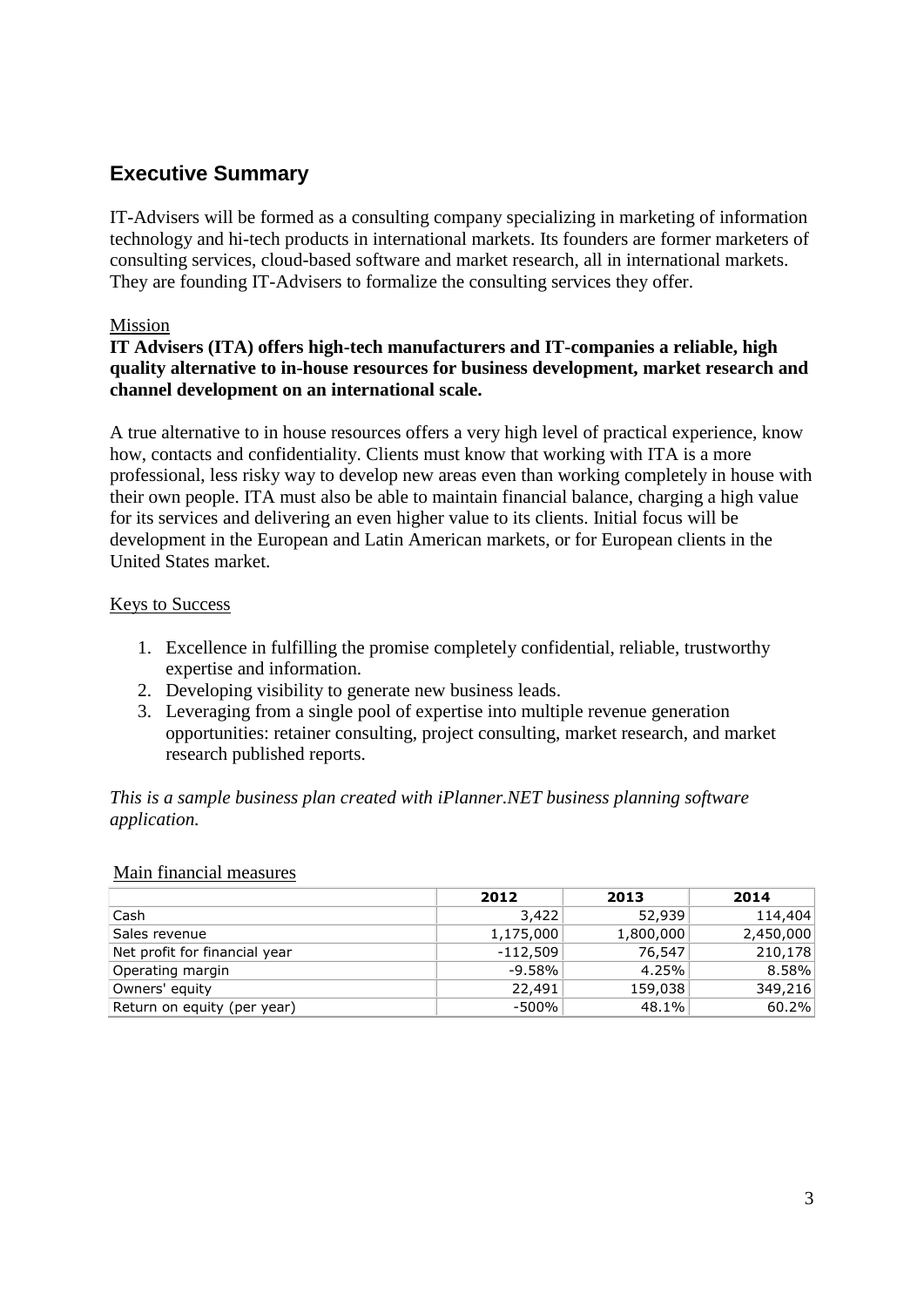## Executive Summary

IT-Advisers will be formed as a consulting company specializing in marketing of information technology and hi-tech products in international markets. Its founders are former marketers of consulting services, cloud-based software and market research, all in international markets. They are founding IT-Advisers to formalize the consulting services they offer.

Mission

**IT Advisers (ITA) offers high-tech manufacturers and IT-companies a reliable, high quality alternative to in-house resources for business development, market research and channel development on an international scale.**

A true alternative to in house resources offers a very high level of practical experience, know how, contacts and confidentiality. Clients must know that working with ITA is a more professional, less risky way to develop new areas even than working completely in house with their own people. ITA must also be able to maintain financial balance, charging a high value for its services and delivering an even higher value to its clients. Initial focus will be development in the European and Latin American markets, or for European clients in the United States market.

Keys to Success

1. Excellence in fulfilling the promise completely confidential, reliable, trustworthy expertise and information.
2. Developing visibility to generate new business leads.
3. Leveraging from a single pool of expertise into multiple revenue generation opportunities: retainer consulting, project consulting, market research, and market research published reports.

*This is a sample business plan created with iPlanner.NET business planning software application.*

Main financial measures

| | 2012 | 2013 | 2014 |
|---|---|---|---|
| Cash | 3,422 | 52,939 | 114,404 |
| Sales revenue | 1,175,000 | 1,800,000 | 2,450,000 |
| Net profit for financial year | -112,509 | 76,547 | 210,178 |
| Operating margin | -9.58% | 4.25% | 8.58% |
| Owners' equity | 22,491 | 159,038 | 349,216 |
| Return on equity (per year) | -500% | 48.1% | 60.2% |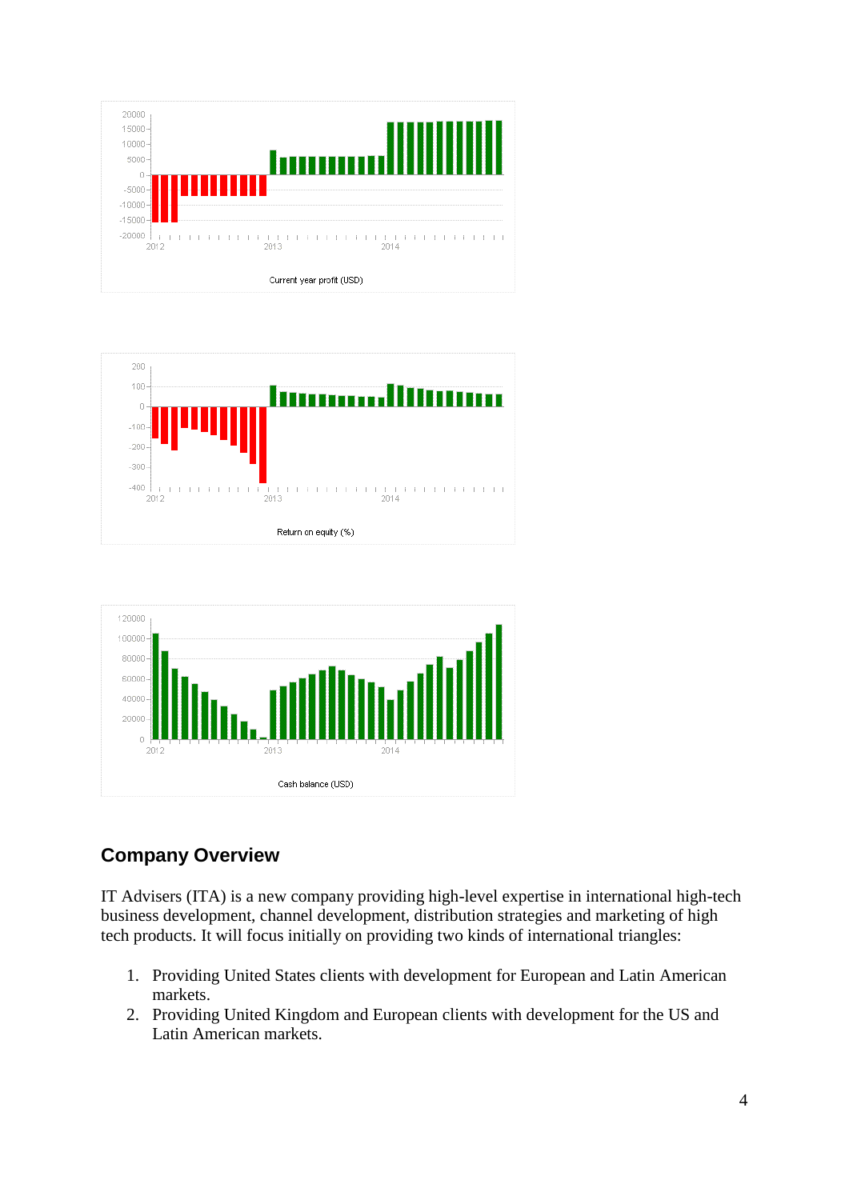Current year profit (USD)

Return on equity (%)

Cash balance (USD)

## Company Overview

IT Advisers (ITA) is a new company providing high-level expertise in international high-tech business development, channel development, distribution strategies and marketing of high tech products. It will focus initially on providing two kinds of international triangles:

1. Providing United States clients with development for European and Latin American markets.
2. Providing United Kingdom and European clients with development for the US and Latin American markets.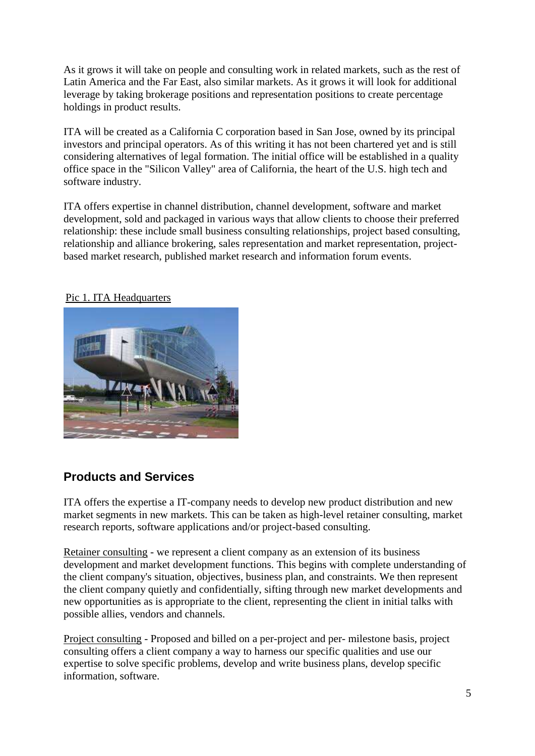As it grows it will take on people and consulting work in related markets, such as the rest of Latin America and the Far East, also similar markets. As it grows it will look for additional leverage by taking brokerage positions and representation positions to create percentage holdings in product results.

ITA will be created as a California C corporation based in San Jose, owned by its principal investors and principal operators. As of this writing it has not been chartered yet and is still considering alternatives of legal formation. The initial office will be established in a quality office space in the "Silicon Valley" area of California, the heart of the U.S. high tech and software industry.

ITA offers expertise in channel distribution, channel development, software and market development, sold and packaged in various ways that allow clients to choose their preferred relationship: these include small business consulting relationships, project based consulting, relationship and alliance brokering, sales representation and market representation, project-based market research, published market research and information forum events.

Pic 1. ITA Headquarters

## Products and Services

ITA offers the expertise a IT-company needs to develop new product distribution and new market segments in new markets. This can be taken as high-level retainer consulting, market research reports, software applications and/or project-based consulting.

Retainer consulting - we represent a client company as an extension of its business development and market development functions. This begins with complete understanding of the client company's situation, objectives, business plan, and constraints. We then represent the client company quietly and confidentially, sifting through new market developments and new opportunities as is appropriate to the client, representing the client in initial talks with possible allies, vendors and channels.

Project consulting - Proposed and billed on a per-project and per- milestone basis, project consulting offers a client company a way to harness our specific qualities and use our expertise to solve specific problems, develop and write business plans, develop specific information, software.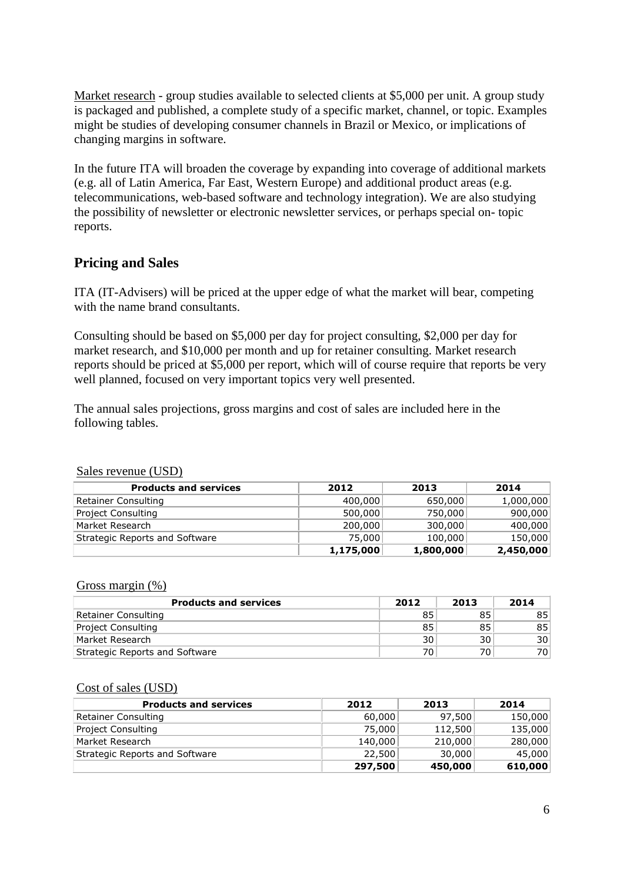Market research - group studies available to selected clients at $5,000 per unit. A group study is packaged and published, a complete study of a specific market, channel, or topic. Examples might be studies of developing consumer channels in Brazil or Mexico, or implications of changing margins in software.

In the future ITA will broaden the coverage by expanding into coverage of additional markets (e.g. all of Latin America, Far East, Western Europe) and additional product areas (e.g. telecommunications, web-based software and technology integration). We are also studying the possibility of newsletter or electronic newsletter services, or perhaps special on- topic reports.

## Pricing and Sales

ITA (IT-Advisers) will be priced at the upper edge of what the market will bear, competing with the name brand consultants.

Consulting should be based on $5,000 per day for project consulting, $2,000 per day for market research, and $10,000 per month and up for retainer consulting. Market research reports should be priced at $5,000 per report, which will of course require that reports be very well planned, focused on very important topics very well presented.

The annual sales projections, gross margins and cost of sales are included here in the following tables.

Sales revenue (USD)

| Products and services | 2012 | 2013 | 2014 |
|---|---|---|---|
| Retainer Consulting | 400,000 | 650,000 | 1,000,000 |
| Project Consulting | 500,000 | 750,000 | 900,000 |
| Market Research | 200,000 | 300,000 | 400,000 |
| Strategic Reports and Software | 75,000 | 100,000 | 150,000 |
| | **1,175,000** | **1,800,000** | **2,450,000** |

Gross margin (%)

| Products and services | 2012 | 2013 | 2014 |
|---|---|---|---|
| Retainer Consulting | 85 | 85 | 85 |
| Project Consulting | 85 | 85 | 85 |
| Market Research | 30 | 30 | 30 |
| Strategic Reports and Software | 70 | 70 | 70 |

Cost of sales (USD)

| Products and services | 2012 | 2013 | 2014 |
|---|---|---|---|
| Retainer Consulting | 60,000 | 97,500 | 150,000 |
| Project Consulting | 75,000 | 112,500 | 135,000 |
| Market Research | 140,000 | 210,000 | 280,000 |
| Strategic Reports and Software | 22,500 | 30,000 | 45,000 |
| | **297,500** | **450,000** | **610,000** |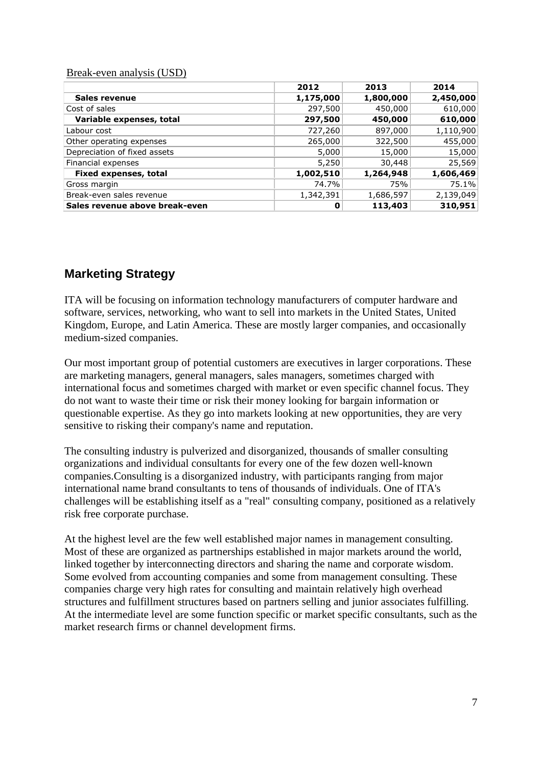Break-even analysis (USD)

| | 2012 | 2013 | 2014 |
|---|---|---|---|
| **Sales revenue** | **1,175,000** | **1,800,000** | **2,450,000** |
| Cost of sales | 297,500 | 450,000 | 610,000 |
| **Variable expenses, total** | **297,500** | **450,000** | **610,000** |
| Labour cost | 727,260 | 897,000 | 1,110,900 |
| Other operating expenses | 265,000 | 322,500 | 455,000 |
| Depreciation of fixed assets | 5,000 | 15,000 | 15,000 |
| Financial expenses | 5,250 | 30,448 | 25,569 |
| **Fixed expenses, total** | **1,002,510** | **1,264,948** | **1,606,469** |
| Gross margin | 74.7% | 75% | 75.1% |
| Break-even sales revenue | 1,342,391 | 1,686,597 | 2,139,049 |
| **Sales revenue above break-even** | **0** | **113,403** | **310,951** |

## Marketing Strategy

ITA will be focusing on information technology manufacturers of computer hardware and software, services, networking, who want to sell into markets in the United States, United Kingdom, Europe, and Latin America. These are mostly larger companies, and occasionally medium-sized companies.

Our most important group of potential customers are executives in larger corporations. These are marketing managers, general managers, sales managers, sometimes charged with international focus and sometimes charged with market or even specific channel focus. They do not want to waste their time or risk their money looking for bargain information or questionable expertise. As they go into markets looking at new opportunities, they are very sensitive to risking their company's name and reputation.

The consulting industry is pulverized and disorganized, thousands of smaller consulting organizations and individual consultants for every one of the few dozen well-known companies.Consulting is a disorganized industry, with participants ranging from major international name brand consultants to tens of thousands of individuals. One of ITA's challenges will be establishing itself as a "real" consulting company, positioned as a relatively risk free corporate purchase.

At the highest level are the few well established major names in management consulting. Most of these are organized as partnerships established in major markets around the world, linked together by interconnecting directors and sharing the name and corporate wisdom. Some evolved from accounting companies and some from management consulting. These companies charge very high rates for consulting and maintain relatively high overhead structures and fulfillment structures based on partners selling and junior associates fulfilling. At the intermediate level are some function specific or market specific consultants, such as the market research firms or channel development firms.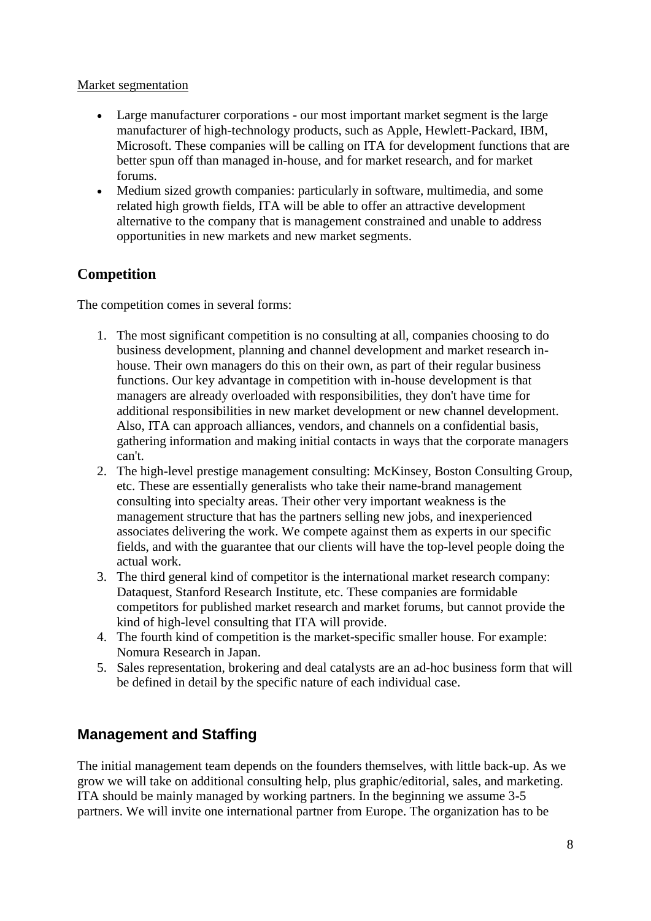Market segmentation

- Large manufacturer corporations - our most important market segment is the large manufacturer of high-technology products, such as Apple, Hewlett-Packard, IBM, Microsoft. These companies will be calling on ITA for development functions that are better spun off than managed in-house, and for market research, and for market forums.
- Medium sized growth companies: particularly in software, multimedia, and some related high growth fields, ITA will be able to offer an attractive development alternative to the company that is management constrained and unable to address opportunities in new markets and new market segments.

## Competition

The competition comes in several forms:

1. The most significant competition is no consulting at all, companies choosing to do business development, planning and channel development and market research in-house. Their own managers do this on their own, as part of their regular business functions. Our key advantage in competition with in-house development is that managers are already overloaded with responsibilities, they don't have time for additional responsibilities in new market development or new channel development. Also, ITA can approach alliances, vendors, and channels on a confidential basis, gathering information and making initial contacts in ways that the corporate managers can't.
2. The high-level prestige management consulting: McKinsey, Boston Consulting Group, etc. These are essentially generalists who take their name-brand management consulting into specialty areas. Their other very important weakness is the management structure that has the partners selling new jobs, and inexperienced associates delivering the work. We compete against them as experts in our specific fields, and with the guarantee that our clients will have the top-level people doing the actual work.
3. The third general kind of competitor is the international market research company: Dataquest, Stanford Research Institute, etc. These companies are formidable competitors for published market research and market forums, but cannot provide the kind of high-level consulting that ITA will provide.
4. The fourth kind of competition is the market-specific smaller house. For example: Nomura Research in Japan.
5. Sales representation, brokering and deal catalysts are an ad-hoc business form that will be defined in detail by the specific nature of each individual case.

## Management and Staffing

The initial management team depends on the founders themselves, with little back-up. As we grow we will take on additional consulting help, plus graphic/editorial, sales, and marketing. ITA should be mainly managed by working partners. In the beginning we assume 3-5 partners. We will invite one international partner from Europe. The organization has to be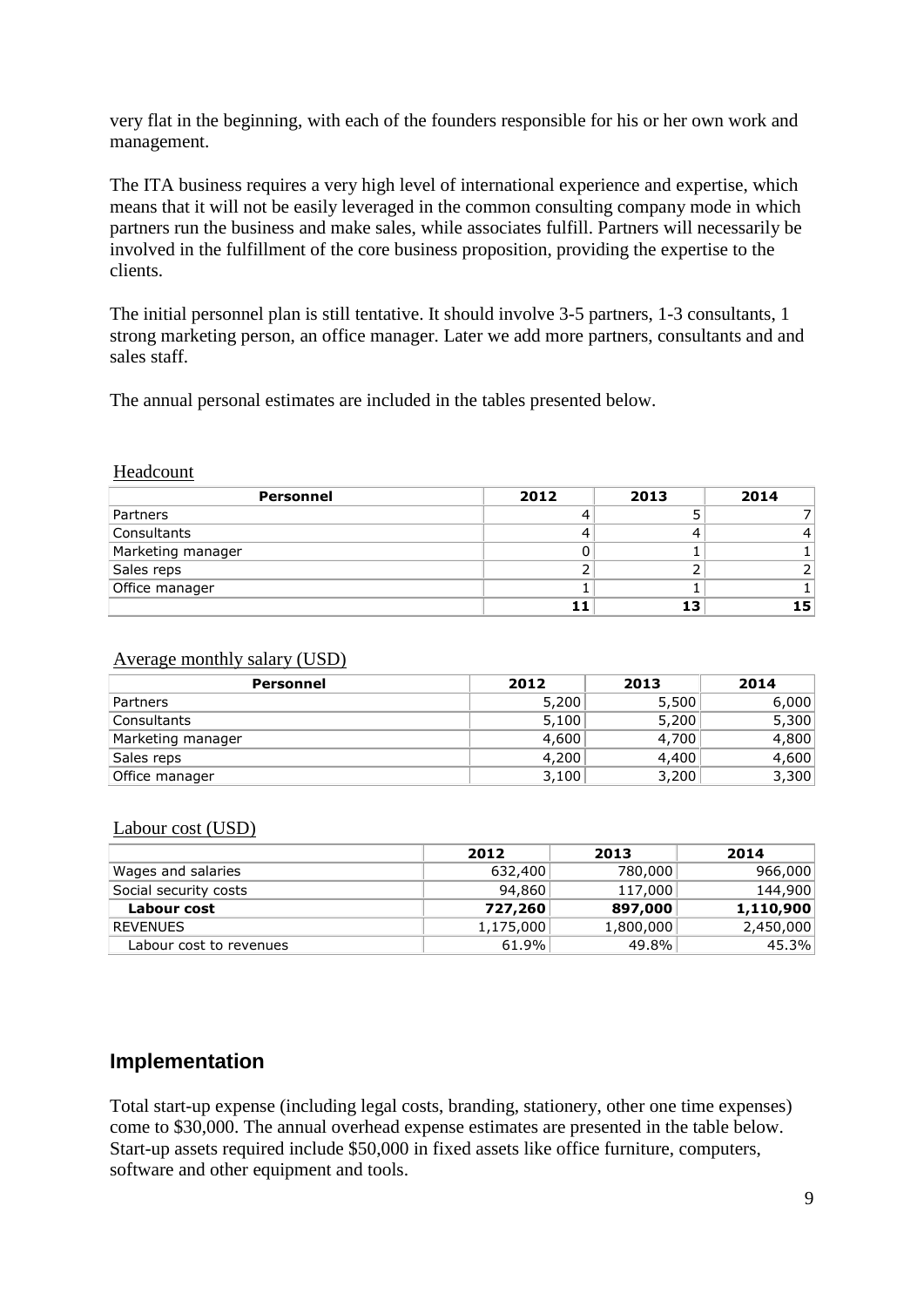very flat in the beginning, with each of the founders responsible for his or her own work and management.

The ITA business requires a very high level of international experience and expertise, which means that it will not be easily leveraged in the common consulting company mode in which partners run the business and make sales, while associates fulfill. Partners will necessarily be involved in the fulfillment of the core business proposition, providing the expertise to the clients.

The initial personnel plan is still tentative. It should involve 3-5 partners, 1-3 consultants, 1 strong marketing person, an office manager. Later we add more partners, consultants and and sales staff.

The annual personal estimates are included in the tables presented below.

Headcount

| Personnel | 2012 | 2013 | 2014 |
|---|---|---|---|
| Partners | 4 | 5 | 7 |
| Consultants | 4 | 4 | 4 |
| Marketing manager | 0 | 1 | 1 |
| Sales reps | 2 | 2 | 2 |
| Office manager | 1 | 1 | 1 |
| | **11** | **13** | **15** |

Average monthly salary (USD)

| Personnel | 2012 | 2013 | 2014 |
|---|---|---|---|
| Partners | 5,200 | 5,500 | 6,000 |
| Consultants | 5,100 | 5,200 | 5,300 |
| Marketing manager | 4,600 | 4,700 | 4,800 |
| Sales reps | 4,200 | 4,400 | 4,600 |
| Office manager | 3,100 | 3,200 | 3,300 |

Labour cost (USD)

| | 2012 | 2013 | 2014 |
|---|---|---|---|
| Wages and salaries | 632,400 | 780,000 | 966,000 |
| Social security costs | 94,860 | 117,000 | 144,900 |
| **Labour cost** | **727,260** | **897,000** | **1,110,900** |
| REVENUES | 1,175,000 | 1,800,000 | 2,450,000 |
| Labour cost to revenues | 61.9% | 49.8% | 45.3% |

## Implementation

Total start-up expense (including legal costs, branding, stationery, other one time expenses) come to $30,000. The annual overhead expense estimates are presented in the table below. Start-up assets required include $50,000 in fixed assets like office furniture, computers, software and other equipment and tools.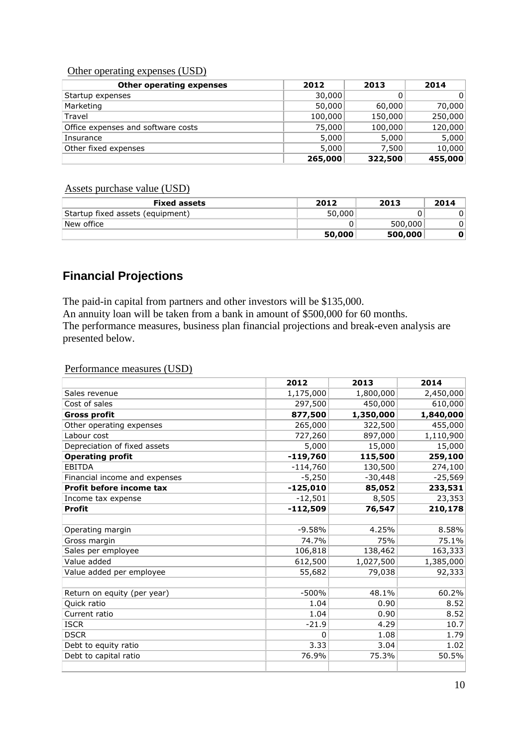Other operating expenses (USD)

| Other operating expenses | 2012 | 2013 | 2014 |
|---|---|---|---|
| Startup expenses | 30,000 | 0 | 0 |
| Marketing | 50,000 | 60,000 | 70,000 |
| Travel | 100,000 | 150,000 | 250,000 |
| Office expenses and software costs | 75,000 | 100,000 | 120,000 |
| Insurance | 5,000 | 5,000 | 5,000 |
| Other fixed expenses | 5,000 | 7,500 | 10,000 |
| | **265,000** | **322,500** | **455,000** |

Assets purchase value (USD)

| Fixed assets | 2012 | 2013 | 2014 |
|---|---|---|---|
| Startup fixed assets (equipment) | 50,000 | 0 | 0 |
| New office | 0 | 500,000 | 0 |
| | **50,000** | **500,000** | **0** |

## Financial Projections

The paid-in capital from partners and other investors will be $135,000.
An annuity loan will be taken from a bank in amount of $500,000 for 60 months.
The performance measures, business plan financial projections and break-even analysis are presented below.

Performance measures (USD)

| | 2012 | 2013 | 2014 |
|---|---|---|---|
| Sales revenue | 1,175,000 | 1,800,000 | 2,450,000 |
| Cost of sales | 297,500 | 450,000 | 610,000 |
| **Gross profit** | **877,500** | **1,350,000** | **1,840,000** |
| Other operating expenses | 265,000 | 322,500 | 455,000 |
| Labour cost | 727,260 | 897,000 | 1,110,900 |
| Depreciation of fixed assets | 5,000 | 15,000 | 15,000 |
| **Operating profit** | **-119,760** | **115,500** | **259,100** |
| EBITDA | -114,760 | 130,500 | 274,100 |
| Financial income and expenses | -5,250 | -30,448 | -25,569 |
| **Profit before income tax** | **-125,010** | **85,052** | **233,531** |
| Income tax expense | -12,501 | 8,505 | 23,353 |
| **Profit** | **-112,509** | **76,547** | **210,178** |
| | | | |
| Operating margin | -9.58% | 4.25% | 8.58% |
| Gross margin | 74.7% | 75% | 75.1% |
| Sales per employee | 106,818 | 138,462 | 163,333 |
| Value added | 612,500 | 1,027,500 | 1,385,000 |
| Value added per employee | 55,682 | 79,038 | 92,333 |
| | | | |
| Return on equity (per year) | -500% | 48.1% | 60.2% |
| Quick ratio | 1.04 | 0.90 | 8.52 |
| Current ratio | 1.04 | 0.90 | 8.52 |
| ISCR | -21.9 | 4.29 | 10.7 |
| DSCR | 0 | 1.08 | 1.79 |
| Debt to equity ratio | 3.33 | 3.04 | 1.02 |
| Debt to capital ratio | 76.9% | 75.3% | 50.5% |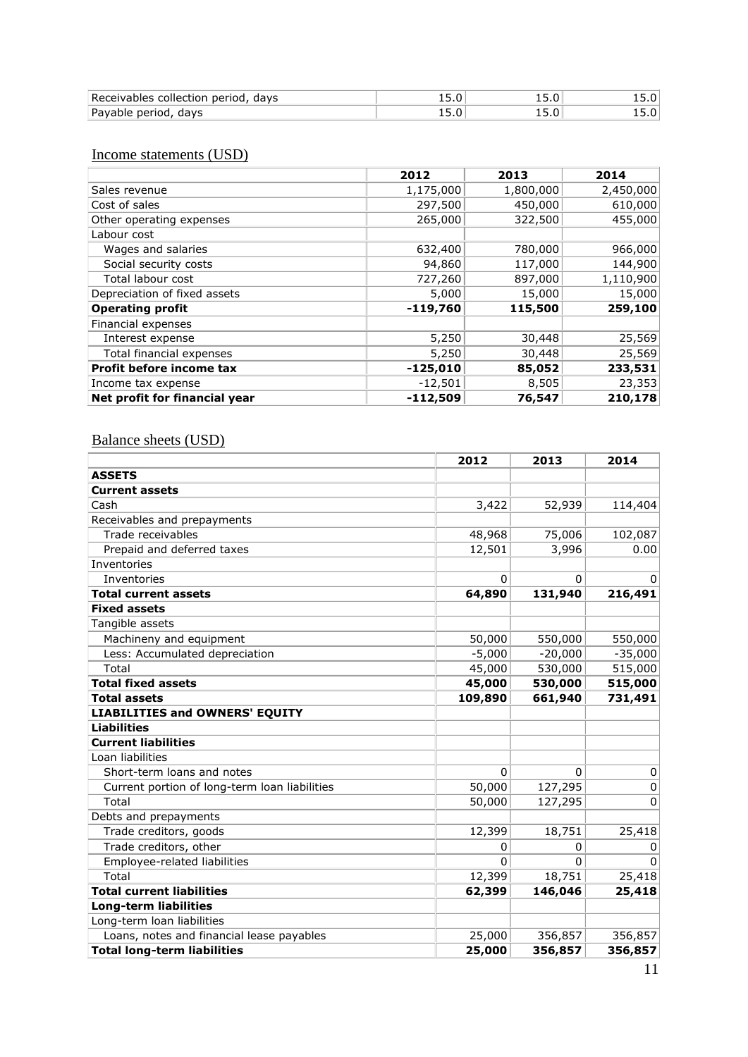| | | | |
|---|---|---|---|
| Receivables collection period, days | 15.0 | 15.0 | 15.0 |
| Payable period, days | 15.0 | 15.0 | 15.0 |

## Income statements (USD)

| | 2012 | 2013 | 2014 |
|---|---|---|---|
| Sales revenue | 1,175,000 | 1,800,000 | 2,450,000 |
| Cost of sales | 297,500 | 450,000 | 610,000 |
| Other operating expenses | 265,000 | 322,500 | 455,000 |
| Labour cost | | | |
| Wages and salaries | 632,400 | 780,000 | 966,000 |
| Social security costs | 94,860 | 117,000 | 144,900 |
| Total labour cost | 727,260 | 897,000 | 1,110,900 |
| Depreciation of fixed assets | 5,000 | 15,000 | 15,000 |
| **Operating profit** | **-119,760** | **115,500** | **259,100** |
| Financial expenses | | | |
| Interest expense | 5,250 | 30,448 | 25,569 |
| Total financial expenses | 5,250 | 30,448 | 25,569 |
| **Profit before income tax** | **-125,010** | **85,052** | **233,531** |
| Income tax expense | -12,501 | 8,505 | 23,353 |
| **Net profit for financial year** | **-112,509** | **76,547** | **210,178** |

## Balance sheets (USD)

| | 2012 | 2013 | 2014 |
|---|---|---|---|
| **ASSETS** | | | |
| **Current assets** | | | |
| Cash | 3,422 | 52,939 | 114,404 |
| Receivables and prepayments | | | |
| Trade receivables | 48,968 | 75,006 | 102,087 |
| Prepaid and deferred taxes | 12,501 | 3,996 | 0.00 |
| Inventories | | | |
| Inventories | 0 | 0 | 0 |
| **Total current assets** | **64,890** | **131,940** | **216,491** |
| **Fixed assets** | | | |
| Tangible assets | | | |
| Machineny and equipment | 50,000 | 550,000 | 550,000 |
| Less: Accumulated depreciation | -5,000 | -20,000 | -35,000 |
| Total | 45,000 | 530,000 | 515,000 |
| **Total fixed assets** | **45,000** | **530,000** | **515,000** |
| **Total assets** | **109,890** | **661,940** | **731,491** |
| **LIABILITIES and OWNERS' EQUITY** | | | |
| **Liabilities** | | | |
| **Current liabilities** | | | |
| Loan liabilities | | | |
| Short-term loans and notes | 0 | 0 | 0 |
| Current portion of long-term loan liabilities | 50,000 | 127,295 | 0 |
| Total | 50,000 | 127,295 | 0 |
| Debts and prepayments | | | |
| Trade creditors, goods | 12,399 | 18,751 | 25,418 |
| Trade creditors, other | 0 | 0 | 0 |
| Employee-related liabilities | 0 | 0 | 0 |
| Total | 12,399 | 18,751 | 25,418 |
| **Total current liabilities** | **62,399** | **146,046** | **25,418** |
| **Long-term liabilities** | | | |
| Long-term loan liabilities | | | |
| Loans, notes and financial lease payables | 25,000 | 356,857 | 356,857 |
| **Total long-term liabilities** | **25,000** | **356,857** | **356,857** |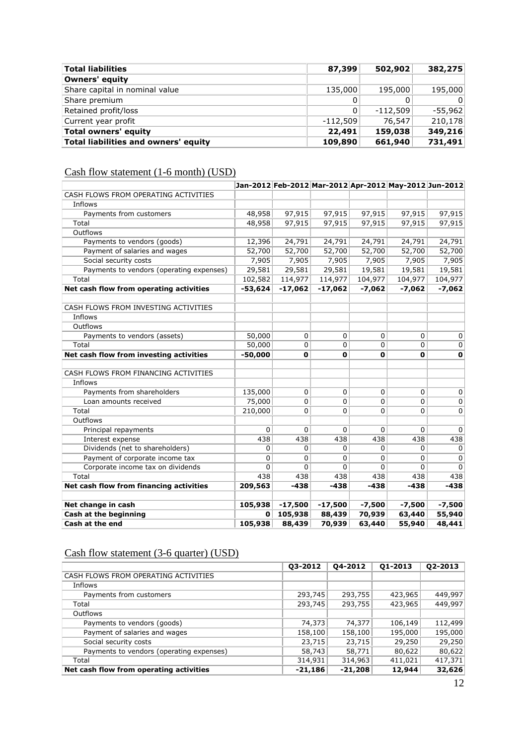| | | | |
|---|---|---|---|
| **Total liabilities** | **87,399** | **502,902** | **382,275** |
| **Owners' equity** | | | |
| Share capital in nominal value | 135,000 | 195,000 | 195,000 |
| Share premium | 0 | 0 | 0 |
| Retained profit/loss | 0 | -112,509 | -55,962 |
| Current year profit | -112,509 | 76,547 | 210,178 |
| **Total owners' equity** | **22,491** | **159,038** | **349,216** |
| **Total liabilities and owners' equity** | **109,890** | **661,940** | **731,491** |

## Cash flow statement (1-6 month) (USD)

| | Jan-2012 | Feb-2012 | Mar-2012 | Apr-2012 | May-2012 | Jun-2012 |
|---|---|---|---|---|---|---|
| CASH FLOWS FROM OPERATING ACTIVITIES | | | | | | |
| Inflows | | | | | | |
| Payments from customers | 48,958 | 97,915 | 97,915 | 97,915 | 97,915 | 97,915 |
| Total | 48,958 | 97,915 | 97,915 | 97,915 | 97,915 | 97,915 |
| Outflows | | | | | | |
| Payments to vendors (goods) | 12,396 | 24,791 | 24,791 | 24,791 | 24,791 | 24,791 |
| Payment of salaries and wages | 52,700 | 52,700 | 52,700 | 52,700 | 52,700 | 52,700 |
| Social security costs | 7,905 | 7,905 | 7,905 | 7,905 | 7,905 | 7,905 |
| Payments to vendors (operating expenses) | 29,581 | 29,581 | 29,581 | 19,581 | 19,581 | 19,581 |
| Total | 102,582 | 114,977 | 114,977 | 104,977 | 104,977 | 104,977 |
| **Net cash flow from operating activities** | **-53,624** | **-17,062** | **-17,062** | **-7,062** | **-7,062** | **-7,062** |
| | | | | | | |
| CASH FLOWS FROM INVESTING ACTIVITIES | | | | | | |
| Inflows | | | | | | |
| Outflows | | | | | | |
| Payments to vendors (assets) | 50,000 | 0 | 0 | 0 | 0 | 0 |
| Total | 50,000 | 0 | 0 | 0 | 0 | 0 |
| **Net cash flow from investing activities** | **-50,000** | **0** | **0** | **0** | **0** | **0** |
| | | | | | | |
| CASH FLOWS FROM FINANCING ACTIVITIES | | | | | | |
| Inflows | | | | | | |
| Payments from shareholders | 135,000 | 0 | 0 | 0 | 0 | 0 |
| Loan amounts received | 75,000 | 0 | 0 | 0 | 0 | 0 |
| Total | 210,000 | 0 | 0 | 0 | 0 | 0 |
| Outflows | | | | | | |
| Principal repayments | 0 | 0 | 0 | 0 | 0 | 0 |
| Interest expense | 438 | 438 | 438 | 438 | 438 | 438 |
| Dividends (net to shareholders) | 0 | 0 | 0 | 0 | 0 | 0 |
| Payment of corporate income tax | 0 | 0 | 0 | 0 | 0 | 0 |
| Corporate income tax on dividends | 0 | 0 | 0 | 0 | 0 | 0 |
| Total | 438 | 438 | 438 | 438 | 438 | 438 |
| **Net cash flow from financing activities** | **209,563** | **-438** | **-438** | **-438** | **-438** | **-438** |
| | | | | | | |
| **Net change in cash** | **105,938** | **-17,500** | **-17,500** | **-7,500** | **-7,500** | **-7,500** |
| **Cash at the beginning** | **0** | **105,938** | **88,439** | **70,939** | **63,440** | **55,940** |
| **Cash at the end** | **105,938** | **88,439** | **70,939** | **63,440** | **55,940** | **48,441** |

## Cash flow statement (3-6 quarter) (USD)

| | Q3-2012 | Q4-2012 | Q1-2013 | Q2-2013 |
|---|---|---|---|---|
| CASH FLOWS FROM OPERATING ACTIVITIES | | | | |
| Inflows | | | | |
| Payments from customers | 293,745 | 293,755 | 423,965 | 449,997 |
| Total | 293,745 | 293,755 | 423,965 | 449,997 |
| Outflows | | | | |
| Payments to vendors (goods) | 74,373 | 74,377 | 106,149 | 112,499 |
| Payment of salaries and wages | 158,100 | 158,100 | 195,000 | 195,000 |
| Social security costs | 23,715 | 23,715 | 29,250 | 29,250 |
| Payments to vendors (operating expenses) | 58,743 | 58,771 | 80,622 | 80,622 |
| Total | 314,931 | 314,963 | 411,021 | 417,371 |
| **Net cash flow from operating activities** | **-21,186** | **-21,208** | **12,944** | **32,626** |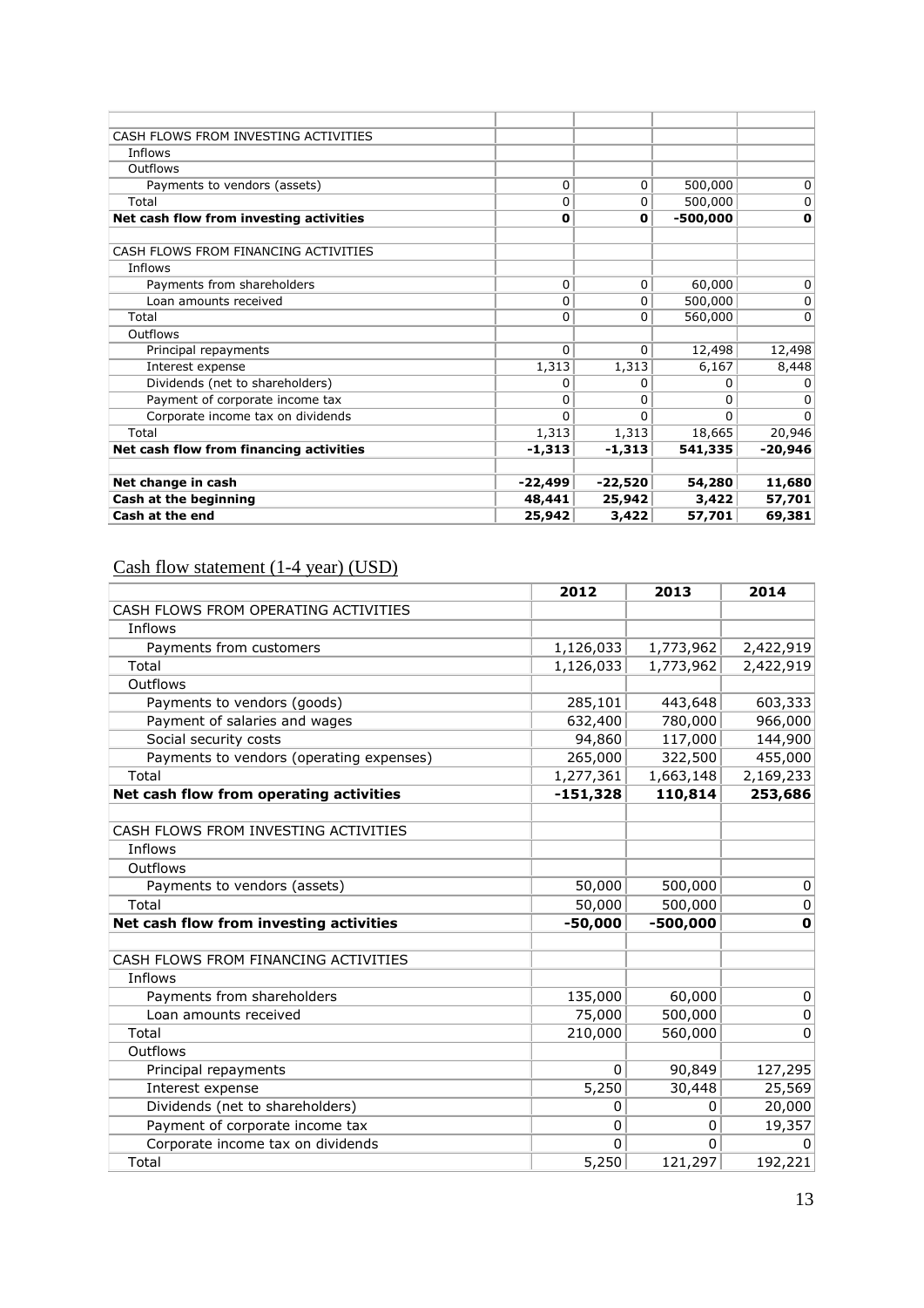| | | | | |
|---|---|---|---|---|
| CASH FLOWS FROM INVESTING ACTIVITIES | | | | |
| Inflows | | | | |
| Outflows | | | | |
| Payments to vendors (assets) | 0 | 0 | 500,000 | 0 |
| Total | 0 | 0 | 500,000 | 0 |
| **Net cash flow from investing activities** | **0** | **0** | **-500,000** | **0** |
| | | | | |
| CASH FLOWS FROM FINANCING ACTIVITIES | | | | |
| Inflows | | | | |
| Payments from shareholders | 0 | 0 | 60,000 | 0 |
| Loan amounts received | 0 | 0 | 500,000 | 0 |
| Total | 0 | 0 | 560,000 | 0 |
| Outflows | | | | |
| Principal repayments | 0 | 0 | 12,498 | 12,498 |
| Interest expense | 1,313 | 1,313 | 6,167 | 8,448 |
| Dividends (net to shareholders) | 0 | 0 | 0 | 0 |
| Payment of corporate income tax | 0 | 0 | 0 | 0 |
| Corporate income tax on dividends | 0 | 0 | 0 | 0 |
| Total | 1,313 | 1,313 | 18,665 | 20,946 |
| **Net cash flow from financing activities** | **-1,313** | **-1,313** | **541,335** | **-20,946** |
| | | | | |
| **Net change in cash** | **-22,499** | **-22,520** | **54,280** | **11,680** |
| **Cash at the beginning** | **48,441** | **25,942** | **3,422** | **57,701** |
| **Cash at the end** | **25,942** | **3,422** | **57,701** | **69,381** |

Cash flow statement (1-4 year) (USD)

| | 2012 | 2013 | 2014 |
|---|---|---|---|
| CASH FLOWS FROM OPERATING ACTIVITIES | | | |
| Inflows | | | |
| Payments from customers | 1,126,033 | 1,773,962 | 2,422,919 |
| Total | 1,126,033 | 1,773,962 | 2,422,919 |
| Outflows | | | |
| Payments to vendors (goods) | 285,101 | 443,648 | 603,333 |
| Payment of salaries and wages | 632,400 | 780,000 | 966,000 |
| Social security costs | 94,860 | 117,000 | 144,900 |
| Payments to vendors (operating expenses) | 265,000 | 322,500 | 455,000 |
| Total | 1,277,361 | 1,663,148 | 2,169,233 |
| **Net cash flow from operating activities** | **-151,328** | **110,814** | **253,686** |
| | | | |
| CASH FLOWS FROM INVESTING ACTIVITIES | | | |
| Inflows | | | |
| Outflows | | | |
| Payments to vendors (assets) | 50,000 | 500,000 | 0 |
| Total | 50,000 | 500,000 | 0 |
| **Net cash flow from investing activities** | **-50,000** | **-500,000** | **0** |
| | | | |
| CASH FLOWS FROM FINANCING ACTIVITIES | | | |
| Inflows | | | |
| Payments from shareholders | 135,000 | 60,000 | 0 |
| Loan amounts received | 75,000 | 500,000 | 0 |
| Total | 210,000 | 560,000 | 0 |
| Outflows | | | |
| Principal repayments | 0 | 90,849 | 127,295 |
| Interest expense | 5,250 | 30,448 | 25,569 |
| Dividends (net to shareholders) | 0 | 0 | 20,000 |
| Payment of corporate income tax | 0 | 0 | 19,357 |
| Corporate income tax on dividends | 0 | 0 | 0 |
| Total | 5,250 | 121,297 | 192,221 |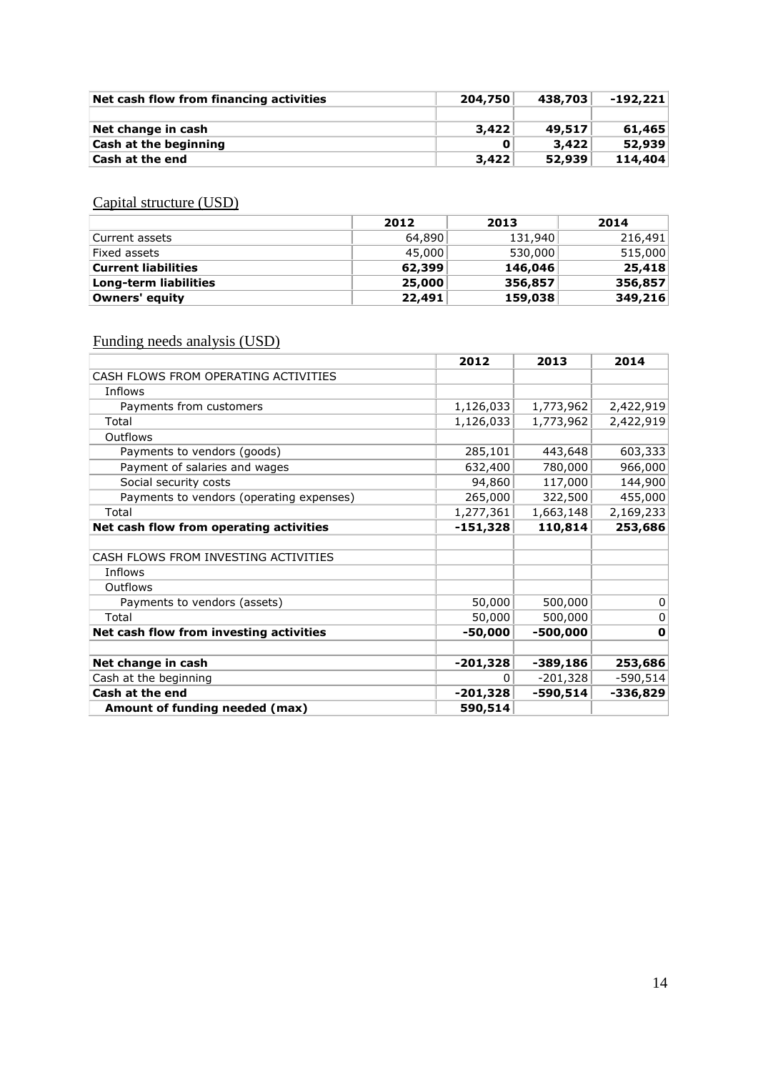| | | | |
|---|---|---|---|
| **Net cash flow from financing activities** | **204,750** | **438,703** | **-192,221** |
| | | | |
| **Net change in cash** | **3,422** | **49,517** | **61,465** |
| **Cash at the beginning** | **0** | **3,422** | **52,939** |
| **Cash at the end** | **3,422** | **52,939** | **114,404** |

## Capital structure (USD)

| | 2012 | 2013 | 2014 |
|---|---|---|---|
| Current assets | 64,890 | 131,940 | 216,491 |
| Fixed assets | 45,000 | 530,000 | 515,000 |
| **Current liabilities** | **62,399** | **146,046** | **25,418** |
| **Long-term liabilities** | **25,000** | **356,857** | **356,857** |
| **Owners' equity** | **22,491** | **159,038** | **349,216** |

## Funding needs analysis (USD)

| | 2012 | 2013 | 2014 |
|---|---|---|---|
| CASH FLOWS FROM OPERATING ACTIVITIES | | | |
| Inflows | | | |
| Payments from customers | 1,126,033 | 1,773,962 | 2,422,919 |
| Total | 1,126,033 | 1,773,962 | 2,422,919 |
| Outflows | | | |
| Payments to vendors (goods) | 285,101 | 443,648 | 603,333 |
| Payment of salaries and wages | 632,400 | 780,000 | 966,000 |
| Social security costs | 94,860 | 117,000 | 144,900 |
| Payments to vendors (operating expenses) | 265,000 | 322,500 | 455,000 |
| Total | 1,277,361 | 1,663,148 | 2,169,233 |
| **Net cash flow from operating activities** | **-151,328** | **110,814** | **253,686** |
| | | | |
| CASH FLOWS FROM INVESTING ACTIVITIES | | | |
| Inflows | | | |
| Outflows | | | |
| Payments to vendors (assets) | 50,000 | 500,000 | 0 |
| Total | 50,000 | 500,000 | 0 |
| **Net cash flow from investing activities** | **-50,000** | **-500,000** | **0** |
| | | | |
| **Net change in cash** | **-201,328** | **-389,186** | **253,686** |
| Cash at the beginning | 0 | -201,328 | -590,514 |
| **Cash at the end** | **-201,328** | **-590,514** | **-336,829** |
| **Amount of funding needed (max)** | **590,514** | | |